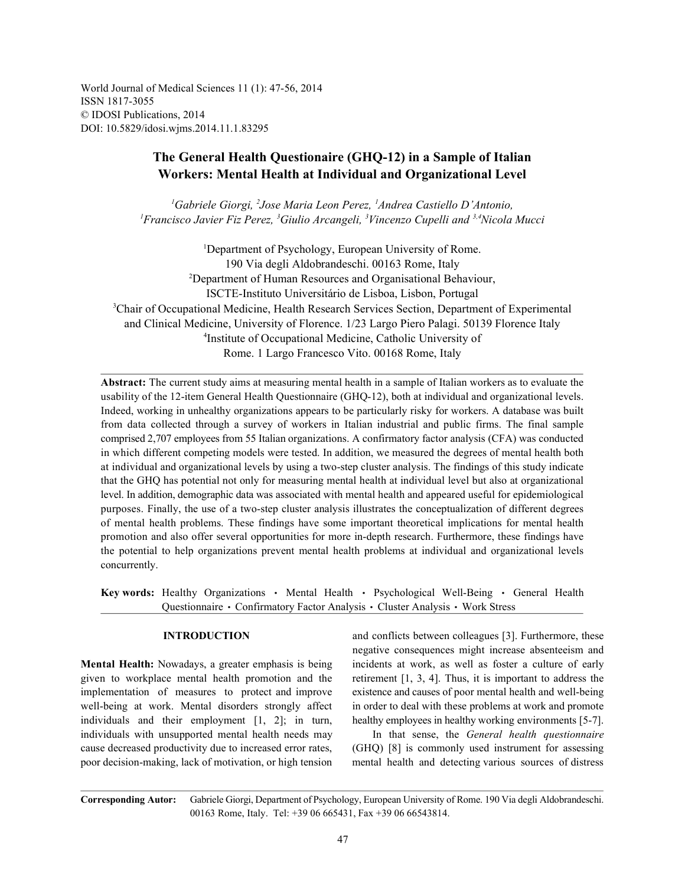World Journal of Medical Sciences 11 (1): 47-56, 2014
ISSN 1817-3055
© IDOSI Publications, 2014
DOI: 10.5829/idosi.wjms.2014.11.1.83295

# The General Health Questionaire (GHQ-12) in a Sample of Italian Workers: Mental Health at Individual and Organizational Level

[1]Gabriele Giorgi, [2]Jose Maria Leon Perez, [1]Andrea Castiello D'Antonio, [1]Francisco Javier Fiz Perez, [3]Giulio Arcangeli, [3]Vincenzo Cupelli and [3,4]Nicola Mucci

[1]Department of Psychology, European University of Rome. 190 Via degli Aldobrandeschi. 00163 Rome, Italy
[2]Department of Human Resources and Organisational Behaviour, ISCTE-Instituto Universitário de Lisboa, Lisbon, Portugal
[3]Chair of Occupational Medicine, Health Research Services Section, Department of Experimental and Clinical Medicine, University of Florence. 1/23 Largo Piero Palagi. 50139 Florence Italy
[4]Institute of Occupational Medicine, Catholic University of Rome. 1 Largo Francesco Vito. 00168 Rome, Italy

**Abstract:** The current study aims at measuring mental health in a sample of Italian workers as to evaluate the usability of the 12-item General Health Questionnaire (GHQ-12), both at individual and organizational levels. Indeed, working in unhealthy organizations appears to be particularly risky for workers. A database was built from data collected through a survey of workers in Italian industrial and public firms. The final sample comprised 2,707 employees from 55 Italian organizations. A confirmatory factor analysis (CFA) was conducted in which different competing models were tested. In addition, we measured the degrees of mental health both at individual and organizational levels by using a two-step cluster analysis. The findings of this study indicate that the GHQ has potential not only for measuring mental health at individual level but also at organizational level. In addition, demographic data was associated with mental health and appeared useful for epidemiological purposes. Finally, the use of a two-step cluster analysis illustrates the conceptualization of different degrees of mental health problems. These findings have some important theoretical implications for mental health promotion and also offer several opportunities for more in-depth research. Furthermore, these findings have the potential to help organizations prevent mental health problems at individual and organizational levels concurrently.

**Key words:** Healthy Organizations • Mental Health • Psychological Well-Being • General Health Questionnaire • Confirmatory Factor Analysis • Cluster Analysis • Work Stress

## INTRODUCTION

**Mental Health:** Nowadays, a greater emphasis is being given to workplace mental health promotion and the implementation of measures to protect and improve well-being at work. Mental disorders strongly affect individuals and their employment [1, 2]; in turn, individuals with unsupported mental health needs may cause decreased productivity due to increased error rates, poor decision-making, lack of motivation, or high tension and conflicts between colleagues [3]. Furthermore, these negative consequences might increase absenteeism and incidents at work, as well as foster a culture of early retirement [1, 3, 4]. Thus, it is important to address the existence and causes of poor mental health and well-being in order to deal with these problems at work and promote healthy employees in healthy working environments [5-7].

In that sense, the *General health questionnaire* (GHQ) [8] is commonly used instrument for assessing mental health and detecting various sources of distress

**Corresponding Autor:** Gabriele Giorgi, Department of Psychology, European University of Rome. 190 Via degli Aldobrandeschi. 00163 Rome, Italy. Tel: +39 06 665431, Fax +39 06 66543814.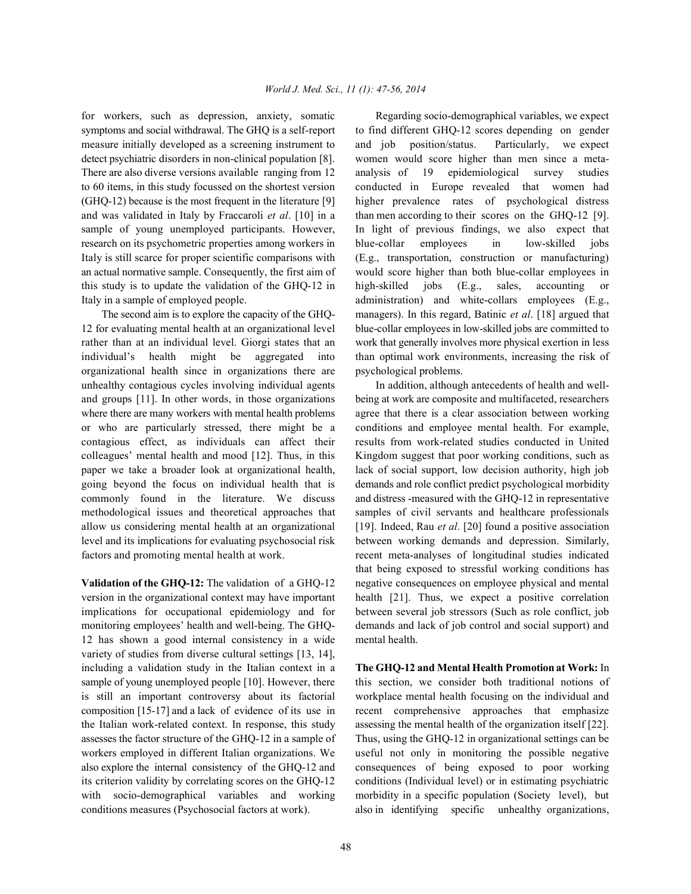for workers, such as depression, anxiety, somatic symptoms and social withdrawal. The GHQ is a self-report measure initially developed as a screening instrument to detect psychiatric disorders in non-clinical population [8]. There are also diverse versions available ranging from 12 to 60 items, in this study focussed on the shortest version (GHQ-12) because is the most frequent in the literature [9] and was validated in Italy by Fraccaroli *et al*. [10] in a sample of young unemployed participants. However, research on its psychometric properties among workers in Italy is still scarce for proper scientific comparisons with an actual normative sample. Consequently, the first aim of this study is to update the validation of the GHQ-12 in Italy in a sample of employed people.

The second aim is to explore the capacity of the GHQ-12 for evaluating mental health at an organizational level rather than at an individual level. Giorgi states that an individual's health might be aggregated into organizational health since in organizations there are unhealthy contagious cycles involving individual agents and groups [11]. In other words, in those organizations where there are many workers with mental health problems or who are particularly stressed, there might be a contagious effect, as individuals can affect their colleagues' mental health and mood [12]. Thus, in this paper we take a broader look at organizational health, going beyond the focus on individual health that is commonly found in the literature. We discuss methodological issues and theoretical approaches that allow us considering mental health at an organizational level and its implications for evaluating psychosocial risk factors and promoting mental health at work.

**Validation of the GHQ-12:** The validation of a GHQ-12 version in the organizational context may have important implications for occupational epidemiology and for monitoring employees' health and well-being. The GHQ-12 has shown a good internal consistency in a wide variety of studies from diverse cultural settings [13, 14], including a validation study in the Italian context in a sample of young unemployed people [10]. However, there is still an important controversy about its factorial composition [15-17] and a lack of evidence of its use in the Italian work-related context. In response, this study assesses the factor structure of the GHQ-12 in a sample of workers employed in different Italian organizations. We also explore the internal consistency of the GHQ-12 and its criterion validity by correlating scores on the GHQ-12 with socio-demographical variables and working conditions measures (Psychosocial factors at work).

Regarding socio-demographical variables, we expect to find different GHQ-12 scores depending on gender and job position/status. Particularly, we expect women would score higher than men since a meta-analysis of 19 epidemiological survey studies conducted in Europe revealed that women had higher prevalence rates of psychological distress than men according to their scores on the GHQ-12 [9]. In light of previous findings, we also expect that blue-collar employees in low-skilled jobs (E.g., transportation, construction or manufacturing) would score higher than both blue-collar employees in high-skilled jobs (E.g., sales, accounting or administration) and white-collars employees (E.g., managers). In this regard, Batinic *et al*. [18] argued that blue-collar employees in low-skilled jobs are committed to work that generally involves more physical exertion in less than optimal work environments, increasing the risk of psychological problems.

In addition, although antecedents of health and well-being at work are composite and multifaceted, researchers agree that there is a clear association between working conditions and employee mental health. For example, results from work-related studies conducted in United Kingdom suggest that poor working conditions, such as lack of social support, low decision authority, high job demands and role conflict predict psychological morbidity and distress -measured with the GHQ-12 in representative samples of civil servants and healthcare professionals [19]. Indeed, Rau *et al*. [20] found a positive association between working demands and depression. Similarly, recent meta-analyses of longitudinal studies indicated that being exposed to stressful working conditions has negative consequences on employee physical and mental health [21]. Thus, we expect a positive correlation between several job stressors (Such as role conflict, job demands and lack of job control and social support) and mental health.

**The GHQ-12 and Mental Health Promotion at Work:** In this section, we consider both traditional notions of workplace mental health focusing on the individual and recent comprehensive approaches that emphasize assessing the mental health of the organization itself [22]. Thus, using the GHQ-12 in organizational settings can be useful not only in monitoring the possible negative consequences of being exposed to poor working conditions (Individual level) or in estimating psychiatric morbidity in a specific population (Society level), but also in identifying specific unhealthy organizations,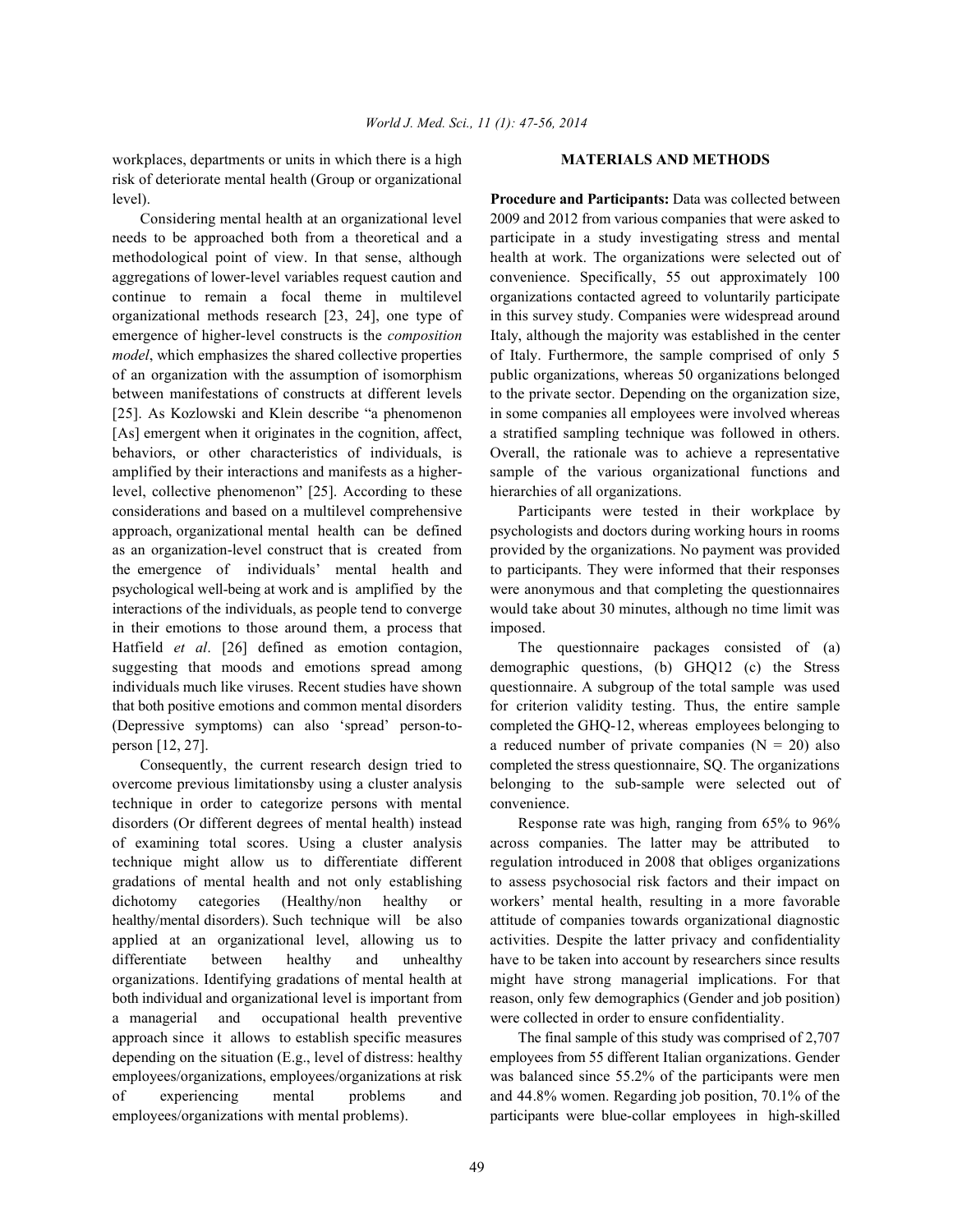workplaces, departments or units in which there is a high risk of deteriorate mental health (Group or organizational level).

Considering mental health at an organizational level needs to be approached both from a theoretical and a methodological point of view. In that sense, although aggregations of lower-level variables request caution and continue to remain a focal theme in multilevel organizational methods research [23, 24], one type of emergence of higher-level constructs is the *composition model*, which emphasizes the shared collective properties of an organization with the assumption of isomorphism between manifestations of constructs at different levels [25]. As Kozlowski and Klein describe "a phenomenon [As] emergent when it originates in the cognition, affect, behaviors, or other characteristics of individuals, is amplified by their interactions and manifests as a higher-level, collective phenomenon" [25]. According to these considerations and based on a multilevel comprehensive approach, organizational mental health can be defined as an organization-level construct that is created from the emergence of individuals' mental health and psychological well-being at work and is amplified by the interactions of the individuals, as people tend to converge in their emotions to those around them, a process that Hatfield *et al*. [26] defined as emotion contagion, suggesting that moods and emotions spread among individuals much like viruses. Recent studies have shown that both positive emotions and common mental disorders (Depressive symptoms) can also 'spread' person-to-person [12, 27].

Consequently, the current research design tried to overcome previous limitationsby using a cluster analysis technique in order to categorize persons with mental disorders (Or different degrees of mental health) instead of examining total scores. Using a cluster analysis technique might allow us to differentiate different gradations of mental health and not only establishing dichotomy categories (Healthy/non healthy or healthy/mental disorders). Such technique will be also applied at an organizational level, allowing us to differentiate between healthy and unhealthy organizations. Identifying gradations of mental health at both individual and organizational level is important from a managerial and occupational health preventive approach since it allows to establish specific measures depending on the situation (E.g., level of distress: healthy employees/organizations, employees/organizations at risk of experiencing mental problems and employees/organizations with mental problems).

## MATERIALS AND METHODS

**Procedure and Participants:** Data was collected between 2009 and 2012 from various companies that were asked to participate in a study investigating stress and mental health at work. The organizations were selected out of convenience. Specifically, 55 out approximately 100 organizations contacted agreed to voluntarily participate in this survey study. Companies were widespread around Italy, although the majority was established in the center of Italy. Furthermore, the sample comprised of only 5 public organizations, whereas 50 organizations belonged to the private sector. Depending on the organization size, in some companies all employees were involved whereas a stratified sampling technique was followed in others. Overall, the rationale was to achieve a representative sample of the various organizational functions and hierarchies of all organizations.

Participants were tested in their workplace by psychologists and doctors during working hours in rooms provided by the organizations. No payment was provided to participants. They were informed that their responses were anonymous and that completing the questionnaires would take about 30 minutes, although no time limit was imposed.

The questionnaire packages consisted of (a) demographic questions, (b) GHQ12 (c) the Stress questionnaire. A subgroup of the total sample was used for criterion validity testing. Thus, the entire sample completed the GHQ-12, whereas employees belonging to a reduced number of private companies (N = 20) also completed the stress questionnaire, SQ. The organizations belonging to the sub-sample were selected out of convenience.

Response rate was high, ranging from 65% to 96% across companies. The latter may be attributed to regulation introduced in 2008 that obliges organizations to assess psychosocial risk factors and their impact on workers' mental health, resulting in a more favorable attitude of companies towards organizational diagnostic activities. Despite the latter privacy and confidentiality have to be taken into account by researchers since results might have strong managerial implications. For that reason, only few demographics (Gender and job position) were collected in order to ensure confidentiality.

The final sample of this study was comprised of 2,707 employees from 55 different Italian organizations. Gender was balanced since 55.2% of the participants were men and 44.8% women. Regarding job position, 70.1% of the participants were blue-collar employees in high-skilled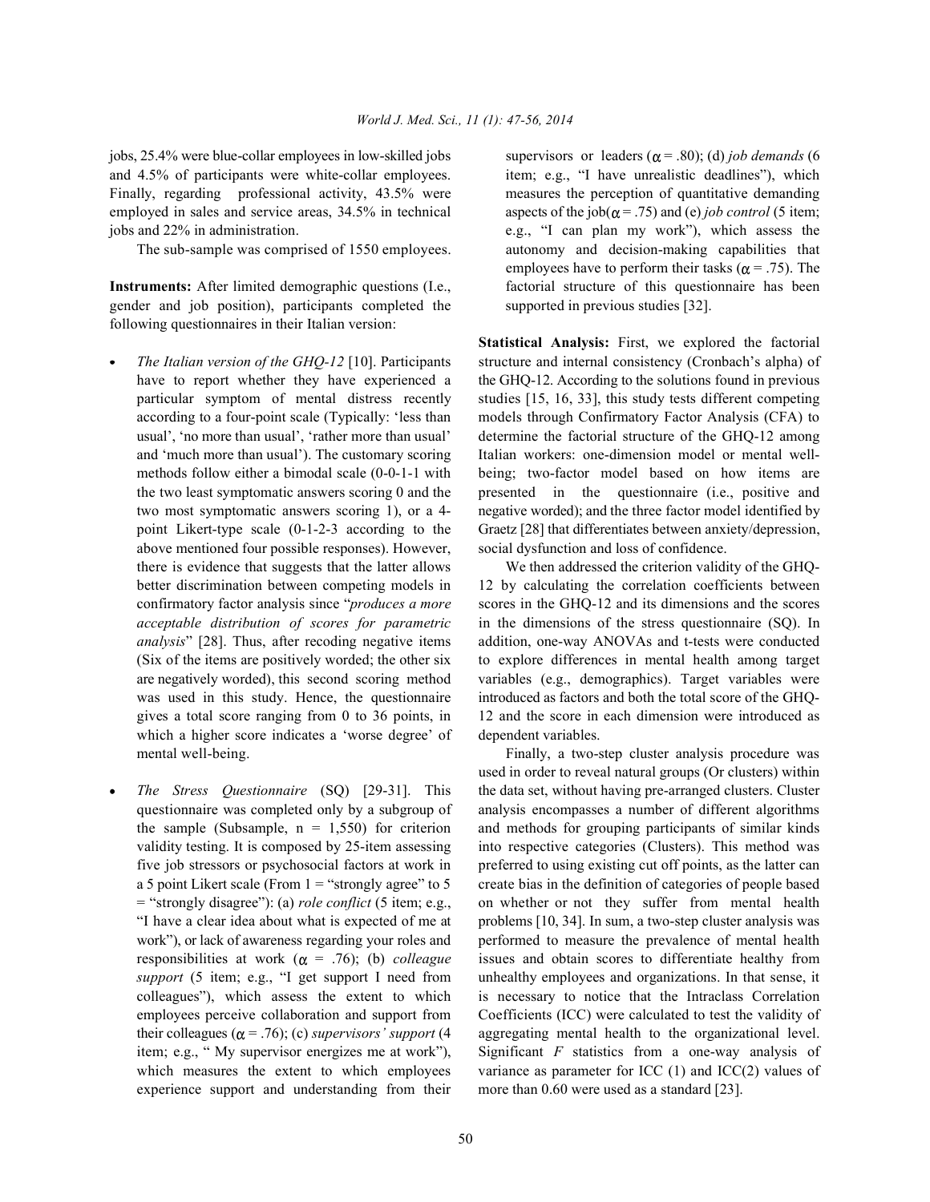jobs, 25.4% were blue-collar employees in low-skilled jobs and 4.5% of participants were white-collar employees. Finally, regarding professional activity, 43.5% were employed in sales and service areas, 34.5% in technical jobs and 22% in administration.

The sub-sample was comprised of 1550 employees.

**Instruments:** After limited demographic questions (I.e., gender and job position), participants completed the following questionnaires in their Italian version:

- *The Italian version of the GHQ-12* [10]. Participants have to report whether they have experienced a particular symptom of mental distress recently according to a four-point scale (Typically: 'less than usual', 'no more than usual', 'rather more than usual' and 'much more than usual'). The customary scoring methods follow either a bimodal scale (0-0-1-1 with the two least symptomatic answers scoring 0 and the two most symptomatic answers scoring 1), or a 4-point Likert-type scale (0-1-2-3 according to the above mentioned four possible responses). However, there is evidence that suggests that the latter allows better discrimination between competing models in confirmatory factor analysis since "*produces a more acceptable distribution of scores for parametric analysis*" [28]. Thus, after recoding negative items (Six of the items are positively worded; the other six are negatively worded), this second scoring method was used in this study. Hence, the questionnaire gives a total score ranging from 0 to 36 points, in which a higher score indicates a 'worse degree' of mental well-being.
- *The Stress Questionnaire* (SQ) [29-31]. This questionnaire was completed only by a subgroup of the sample (Subsample, n = 1,550) for criterion validity testing. It is composed by 25-item assessing five job stressors or psychosocial factors at work in a 5 point Likert scale (From 1 = "strongly agree" to 5 = "strongly disagree"): (a) *role conflict* (5 item; e.g., "I have a clear idea about what is expected of me at work"), or lack of awareness regarding your roles and responsibilities at work ($\alpha$ = .76); (b) *colleague support* (5 item; e.g., "I get support I need from colleagues"), which assess the extent to which employees perceive collaboration and support from their colleagues ($\alpha$ = .76); (c) *supervisors' support* (4 item; e.g., " My supervisor energizes me at work"), which measures the extent to which employees experience support and understanding from their supervisors or leaders ($\alpha$ = .80); (d) *job demands* (6 item; e.g., "I have unrealistic deadlines"), which measures the perception of quantitative demanding aspects of the job($\alpha$ = .75) and (e) *job control* (5 item; e.g., "I can plan my work"), which assess the autonomy and decision-making capabilities that employees have to perform their tasks ($\alpha$ = .75). The factorial structure of this questionnaire has been supported in previous studies [32].

**Statistical Analysis:** First, we explored the factorial structure and internal consistency (Cronbach's alpha) of the GHQ-12. According to the solutions found in previous studies [15, 16, 33], this study tests different competing models through Confirmatory Factor Analysis (CFA) to determine the factorial structure of the GHQ-12 among Italian workers: one-dimension model or mental well-being; two-factor model based on how items are presented in the questionnaire (i.e., positive and negative worded); and the three factor model identified by Graetz [28] that differentiates between anxiety/depression, social dysfunction and loss of confidence.

We then addressed the criterion validity of the GHQ-12 by calculating the correlation coefficients between scores in the GHQ-12 and its dimensions and the scores in the dimensions of the stress questionnaire (SQ). In addition, one-way ANOVAs and t-tests were conducted to explore differences in mental health among target variables (e.g., demographics). Target variables were introduced as factors and both the total score of the GHQ-12 and the score in each dimension were introduced as dependent variables.

Finally, a two-step cluster analysis procedure was used in order to reveal natural groups (Or clusters) within the data set, without having pre-arranged clusters. Cluster analysis encompasses a number of different algorithms and methods for grouping participants of similar kinds into respective categories (Clusters). This method was preferred to using existing cut off points, as the latter can create bias in the definition of categories of people based on whether or not they suffer from mental health problems [10, 34]. In sum, a two-step cluster analysis was performed to measure the prevalence of mental health issues and obtain scores to differentiate healthy from unhealthy employees and organizations. In that sense, it is necessary to notice that the Intraclass Correlation Coefficients (ICC) were calculated to test the validity of aggregating mental health to the organizational level. Significant *F* statistics from a one-way analysis of variance as parameter for ICC (1) and ICC(2) values of more than 0.60 were used as a standard [23].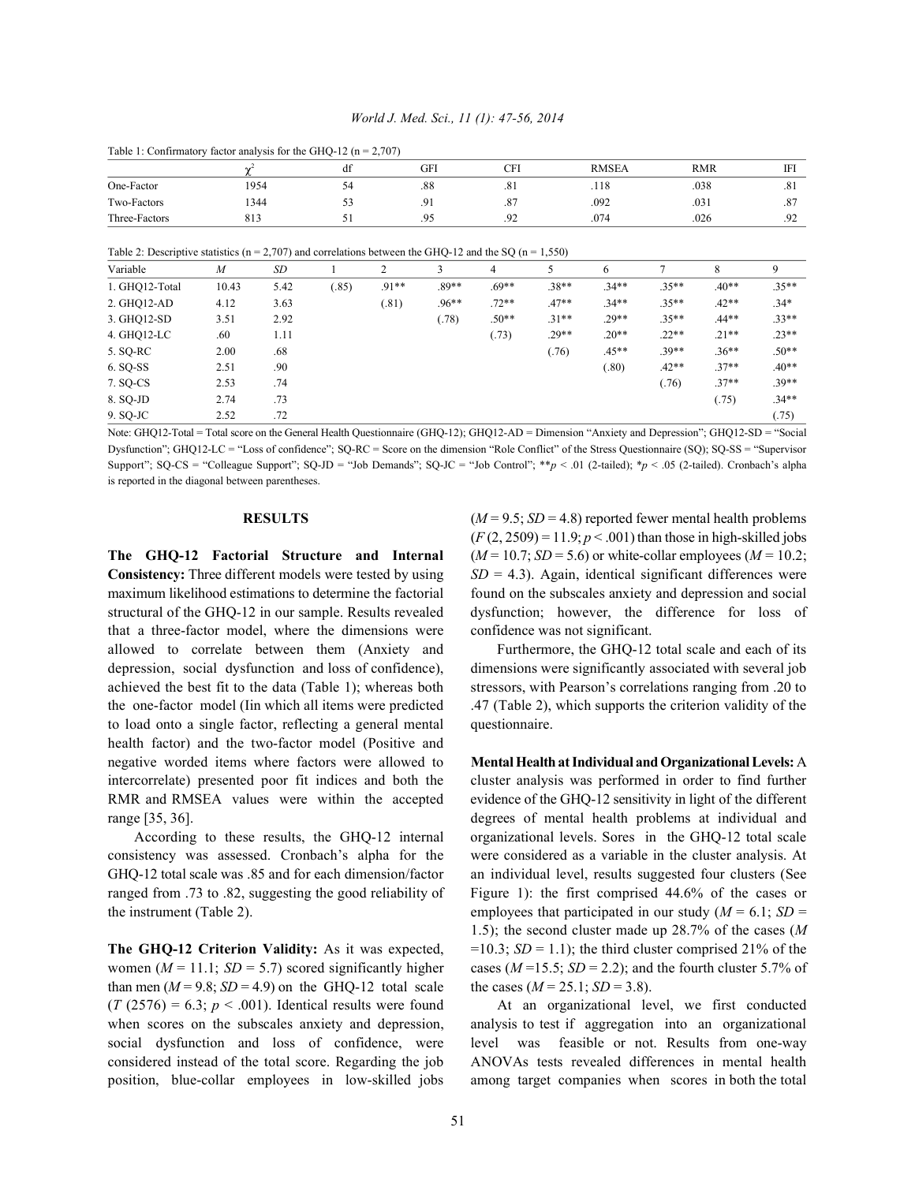Table 1: Confirmatory factor analysis for the GHQ-12 (n = 2,707)

| | $\chi^2$ | df | GFI | CFI | RMSEA | RMR | IFI |
|---|---|---|---|---|---|---|---|
| One-Factor | 1954 | 54 | .88 | .81 | .118 | .038 | .81 |
| Two-Factors | 1344 | 53 | .91 | .87 | .092 | .031 | .87 |
| Three-Factors | 813 | 51 | .95 | .92 | .074 | .026 | .92 |

Table 2: Descriptive statistics (n = 2,707) and correlations between the GHQ-12 and the SQ (n = 1,550)

| Variable | *M* | *SD* | 1 | 2 | 3 | 4 | 5 | 6 | 7 | 8 | 9 |
|---|---|---|---|---|---|---|---|---|---|---|---|
| 1. GHQ12-Total | 10.43 | 5.42 | (.85) | .91** | .89** | .69** | .38** | .34** | .35** | .40** | .35** |
| 2. GHQ12-AD | 4.12 | 3.63 | | (.81) | .96** | .72** | .47** | .34** | .35** | .42** | .34* |
| 3. GHQ12-SD | 3.51 | 2.92 | | | (.78) | .50** | .31** | .29** | .35** | .44** | .33** |
| 4. GHQ12-LC | .60 | 1.11 | | | | (.73) | .29** | .20** | .22** | .21** | .23** |
| 5. SQ-RC | 2.00 | .68 | | | | | (.76) | .45** | .39** | .36** | .50** |
| 6. SQ-SS | 2.51 | .90 | | | | | | (.80) | .42** | .37** | .40** |
| 7. SQ-CS | 2.53 | .74 | | | | | | | (.76) | .37** | .39** |
| 8. SQ-JD | 2.74 | .73 | | | | | | | | (.75) | .34** |
| 9. SQ-JC | 2.52 | .72 | | | | | | | | | (.75) |

Note: GHQ12-Total = Total score on the General Health Questionnaire (GHQ-12); GHQ12-AD = Dimension "Anxiety and Depression"; GHQ12-SD = "Social Dysfunction"; GHQ12-LC = "Loss of confidence"; SQ-RC = Score on the dimension "Role Conflict" of the Stress Questionnaire (SQ); SQ-SS = "Supervisor Support"; SQ-CS = "Colleague Support"; SQ-JD = "Job Demands"; SQ-JC = "Job Control"; $^{**}p < .01$ (2-tailed); $^{*}p < .05$ (2-tailed). Cronbach's alpha is reported in the diagonal between parentheses.

## RESULTS

**The GHQ-12 Factorial Structure and Internal Consistency:** Three different models were tested by using maximum likelihood estimations to determine the factorial structural of the GHQ-12 in our sample. Results revealed that a three-factor model, where the dimensions were allowed to correlate between them (Anxiety and depression, social dysfunction and loss of confidence), achieved the best fit to the data (Table 1); whereas both the one-factor model (Iin which all items were predicted to load onto a single factor, reflecting a general mental health factor) and the two-factor model (Positive and negative worded items where factors were allowed to intercorrelate) presented poor fit indices and both the RMR and RMSEA values were within the accepted range [35, 36].

According to these results, the GHQ-12 internal consistency was assessed. Cronbach's alpha for the GHQ-12 total scale was .85 and for each dimension/factor ranged from .73 to .82, suggesting the good reliability of the instrument (Table 2).

**The GHQ-12 Criterion Validity:** As it was expected, women ($M = 11.1$; $SD = 5.7$) scored significantly higher than men ($M = 9.8$; $SD = 4.9$) on the GHQ-12 total scale ($T\,(2576) = 6.3$; $p < .001$). Identical results were found when scores on the subscales anxiety and depression, social dysfunction and loss of confidence, were considered instead of the total score. Regarding the job position, blue-collar employees in low-skilled jobs ($M = 9.5$; $SD = 4.8$) reported fewer mental health problems ($F\,(2, 2509) = 11.9$; $p < .001$) than those in high-skilled jobs ($M = 10.7$; $SD = 5.6$) or white-collar employees ($M = 10.2$; $SD = 4.3$). Again, identical significant differences were found on the subscales anxiety and depression and social dysfunction; however, the difference for loss of confidence was not significant.

Furthermore, the GHQ-12 total scale and each of its dimensions were significantly associated with several job stressors, with Pearson's correlations ranging from .20 to .47 (Table 2), which supports the criterion validity of the questionnaire.

**Mental Health at Individual and Organizational Levels:** A cluster analysis was performed in order to find further evidence of the GHQ-12 sensitivity in light of the different degrees of mental health problems at individual and organizational levels. Sores in the GHQ-12 total scale were considered as a variable in the cluster analysis. At an individual level, results suggested four clusters (See Figure 1): the first comprised 44.6% of the cases or employees that participated in our study ($M = 6.1$; $SD = 1.5$); the second cluster made up 28.7% of the cases ($M = 10.3$; $SD = 1.1$); the third cluster comprised 21% of the cases ($M = 15.5$; $SD = 2.2$); and the fourth cluster 5.7% of the cases ($M = 25.1$; $SD = 3.8$).

At an organizational level, we first conducted analysis to test if aggregation into an organizational level was feasible or not. Results from one-way ANOVAs tests revealed differences in mental health among target companies when scores in both the total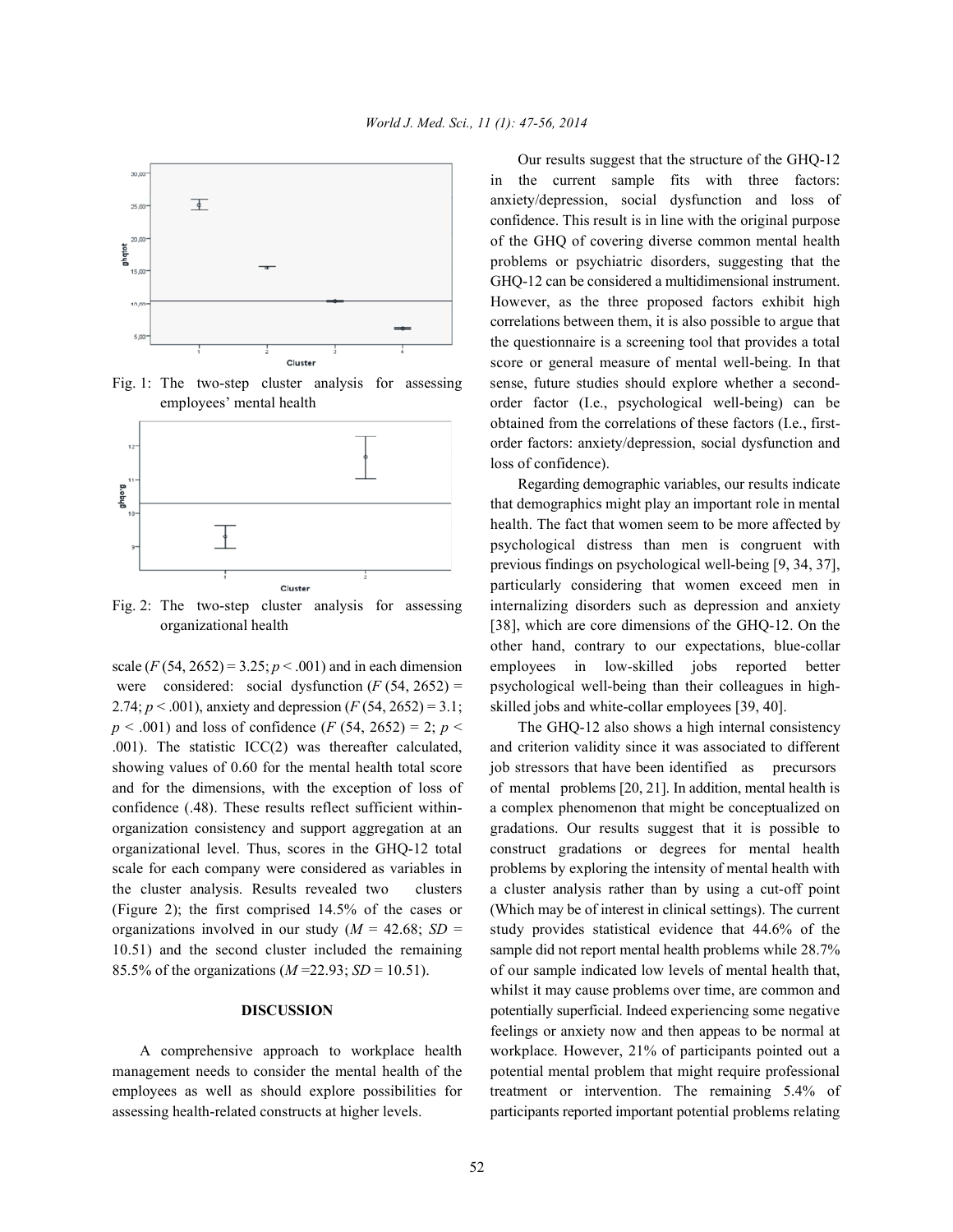Fig. 1: The two-step cluster analysis for assessing employees' mental health

Fig. 2: The two-step cluster analysis for assessing organizational health

scale ($F$ (54, 2652) = 3.25; $p < .001$) and in each dimension were considered: social dysfunction ($F$ (54, 2652) = 2.74; $p < .001$), anxiety and depression ($F$ (54, 2652) = 3.1; $p < .001$) and loss of confidence ($F$ (54, 2652) = 2; $p < .001$). The statistic ICC(2) was thereafter calculated, showing values of 0.60 for the mental health total score and for the dimensions, with the exception of loss of confidence (.48). These results reflect sufficient within-organization consistency and support aggregation at an organizational level. Thus, scores in the GHQ-12 total scale for each company were considered as variables in the cluster analysis. Results revealed two clusters (Figure 2); the first comprised 14.5% of the cases or organizations involved in our study ($M$ = 42.68; $SD$ = 10.51) and the second cluster included the remaining 85.5% of the organizations ($M$ =22.93; $SD$ = 10.51).

## DISCUSSION

A comprehensive approach to workplace health management needs to consider the mental health of the employees as well as should explore possibilities for assessing health-related constructs at higher levels.

Our results suggest that the structure of the GHQ-12 in the current sample fits with three factors: anxiety/depression, social dysfunction and loss of confidence. This result is in line with the original purpose of the GHQ of covering diverse common mental health problems or psychiatric disorders, suggesting that the GHQ-12 can be considered a multidimensional instrument. However, as the three proposed factors exhibit high correlations between them, it is also possible to argue that the questionnaire is a screening tool that provides a total score or general measure of mental well-being. In that sense, future studies should explore whether a second-order factor (I.e., psychological well-being) can be obtained from the correlations of these factors (I.e., first-order factors: anxiety/depression, social dysfunction and loss of confidence).

Regarding demographic variables, our results indicate that demographics might play an important role in mental health. The fact that women seem to be more affected by psychological distress than men is congruent with previous findings on psychological well-being [9, 34, 37], particularly considering that women exceed men in internalizing disorders such as depression and anxiety [38], which are core dimensions of the GHQ-12. On the other hand, contrary to our expectations, blue-collar employees in low-skilled jobs reported better psychological well-being than their colleagues in high-skilled jobs and white-collar employees [39, 40].

The GHQ-12 also shows a high internal consistency and criterion validity since it was associated to different job stressors that have been identified as precursors of mental problems [20, 21]. In addition, mental health is a complex phenomenon that might be conceptualized on gradations. Our results suggest that it is possible to construct gradations or degrees for mental health problems by exploring the intensity of mental health with a cluster analysis rather than by using a cut-off point (Which may be of interest in clinical settings). The current study provides statistical evidence that 44.6% of the sample did not report mental health problems while 28.7% of our sample indicated low levels of mental health that, whilst it may cause problems over time, are common and potentially superficial. Indeed experiencing some negative feelings or anxiety now and then appeas to be normal at workplace. However, 21% of participants pointed out a potential mental problem that might require professional treatment or intervention. The remaining 5.4% of participants reported important potential problems relating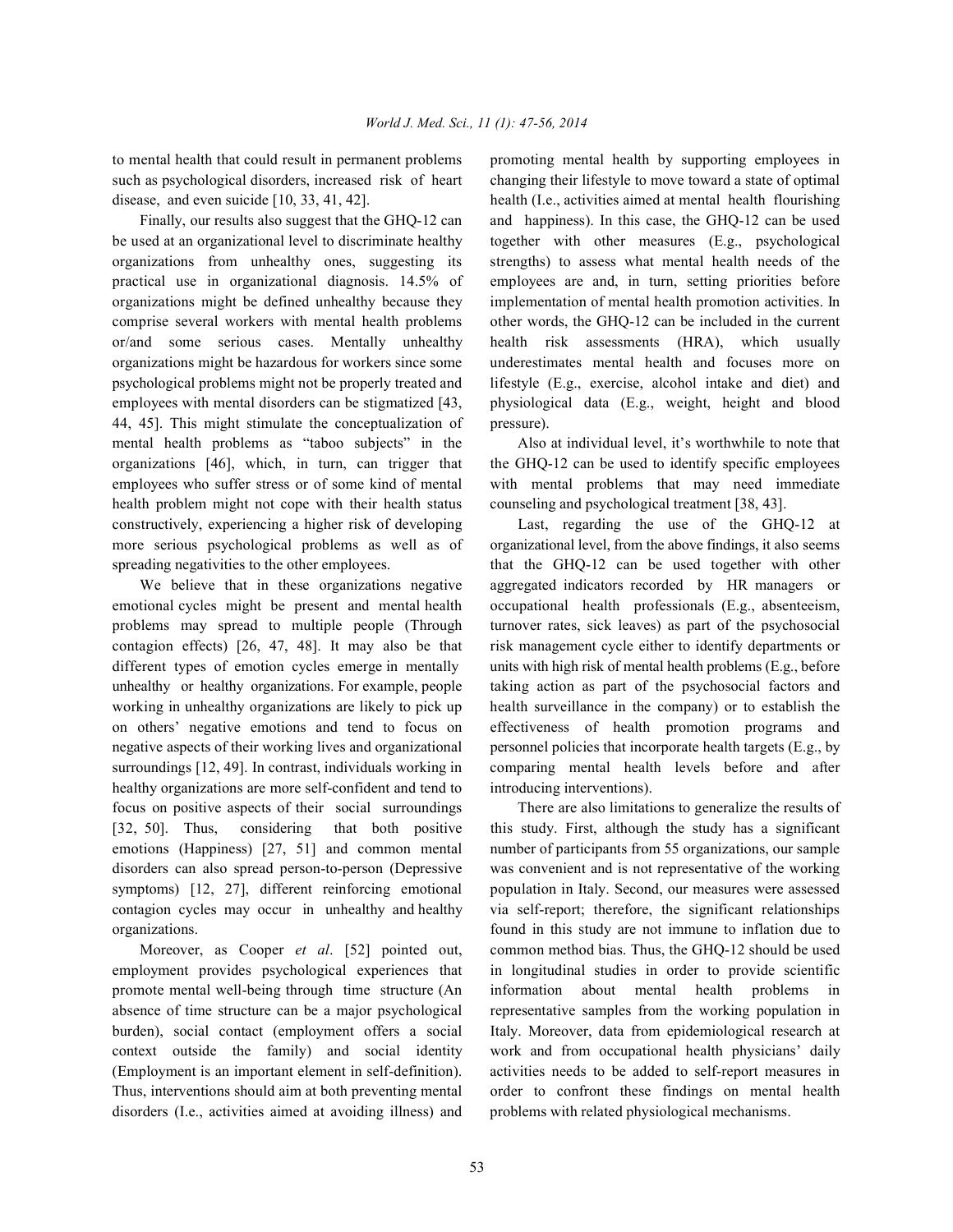to mental health that could result in permanent problems such as psychological disorders, increased risk of heart disease, and even suicide [10, 33, 41, 42].

Finally, our results also suggest that the GHQ-12 can be used at an organizational level to discriminate healthy organizations from unhealthy ones, suggesting its practical use in organizational diagnosis. 14.5% of organizations might be defined unhealthy because they comprise several workers with mental health problems or/and some serious cases. Mentally unhealthy organizations might be hazardous for workers since some psychological problems might not be properly treated and employees with mental disorders can be stigmatized [43, 44, 45]. This might stimulate the conceptualization of mental health problems as "taboo subjects" in the organizations [46], which, in turn, can trigger that employees who suffer stress or of some kind of mental health problem might not cope with their health status constructively, experiencing a higher risk of developing more serious psychological problems as well as of spreading negativities to the other employees.

We believe that in these organizations negative emotional cycles might be present and mental health problems may spread to multiple people (Through contagion effects) [26, 47, 48]. It may also be that different types of emotion cycles emerge in mentally unhealthy or healthy organizations. For example, people working in unhealthy organizations are likely to pick up on others' negative emotions and tend to focus on negative aspects of their working lives and organizational surroundings [12, 49]. In contrast, individuals working in healthy organizations are more self-confident and tend to focus on positive aspects of their social surroundings [32, 50]. Thus, considering that both positive emotions (Happiness) [27, 51] and common mental disorders can also spread person-to-person (Depressive symptoms) [12, 27], different reinforcing emotional contagion cycles may occur in unhealthy and healthy organizations.

Moreover, as Cooper *et al*. [52] pointed out, employment provides psychological experiences that promote mental well-being through time structure (An absence of time structure can be a major psychological burden), social contact (employment offers a social context outside the family) and social identity (Employment is an important element in self-definition). Thus, interventions should aim at both preventing mental disorders (I.e., activities aimed at avoiding illness) and promoting mental health by supporting employees in changing their lifestyle to move toward a state of optimal health (I.e., activities aimed at mental health flourishing and happiness). In this case, the GHQ-12 can be used together with other measures (E.g., psychological strengths) to assess what mental health needs of the employees are and, in turn, setting priorities before implementation of mental health promotion activities. In other words, the GHQ-12 can be included in the current health risk assessments (HRA), which usually underestimates mental health and focuses more on lifestyle (E.g., exercise, alcohol intake and diet) and physiological data (E.g., weight, height and blood pressure).

Also at individual level, it's worthwhile to note that the GHQ-12 can be used to identify specific employees with mental problems that may need immediate counseling and psychological treatment [38, 43].

Last, regarding the use of the GHQ-12 at organizational level, from the above findings, it also seems that the GHQ-12 can be used together with other aggregated indicators recorded by HR managers or occupational health professionals (E.g., absenteeism, turnover rates, sick leaves) as part of the psychosocial risk management cycle either to identify departments or units with high risk of mental health problems (E.g., before taking action as part of the psychosocial factors and health surveillance in the company) or to establish the effectiveness of health promotion programs and personnel policies that incorporate health targets (E.g., by comparing mental health levels before and after introducing interventions).

There are also limitations to generalize the results of this study. First, although the study has a significant number of participants from 55 organizations, our sample was convenient and is not representative of the working population in Italy. Second, our measures were assessed via self-report; therefore, the significant relationships found in this study are not immune to inflation due to common method bias. Thus, the GHQ-12 should be used in longitudinal studies in order to provide scientific information about mental health problems in representative samples from the working population in Italy. Moreover, data from epidemiological research at work and from occupational health physicians' daily activities needs to be added to self-report measures in order to confront these findings on mental health problems with related physiological mechanisms.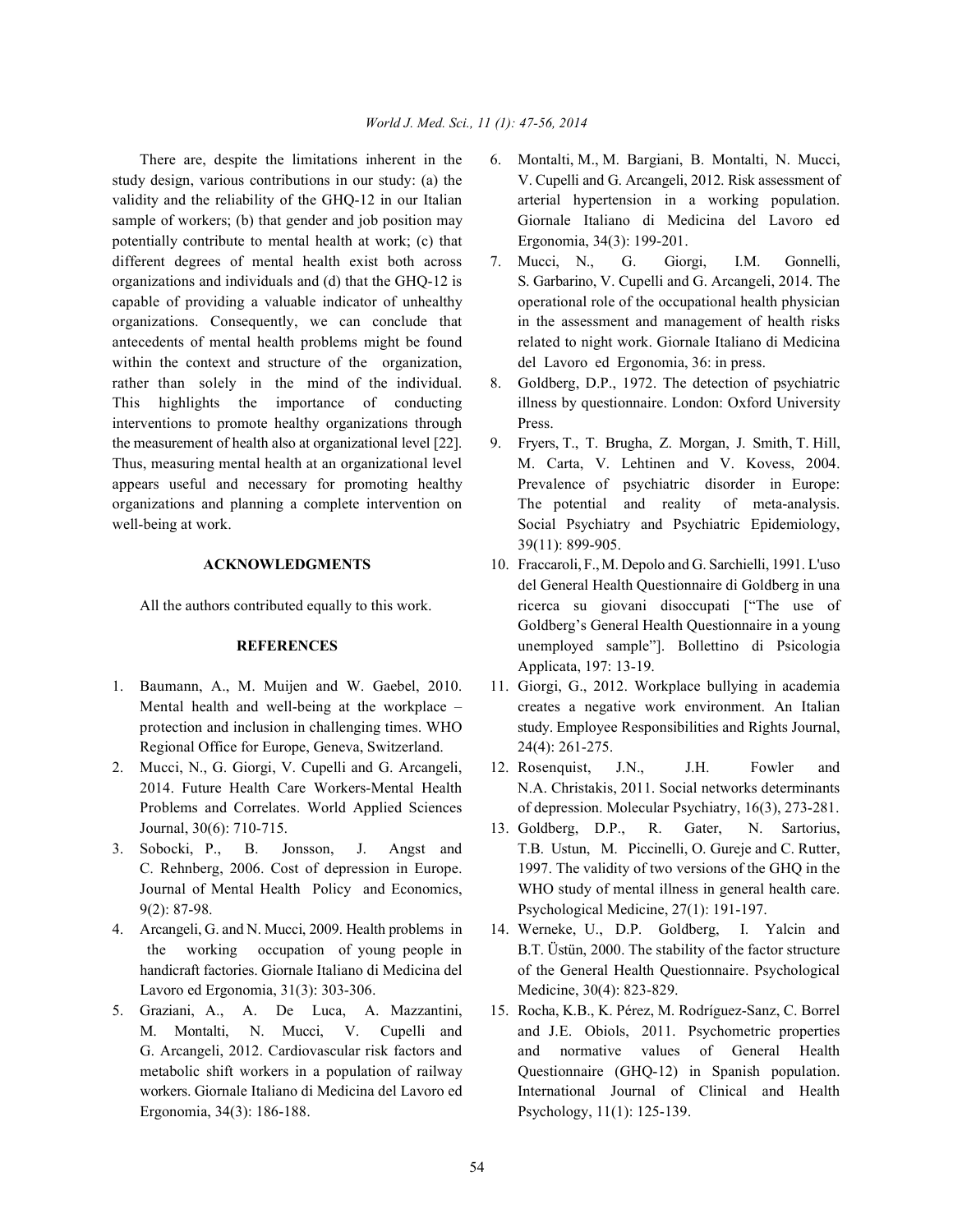There are, despite the limitations inherent in the study design, various contributions in our study: (a) the validity and the reliability of the GHQ-12 in our Italian sample of workers; (b) that gender and job position may potentially contribute to mental health at work; (c) that different degrees of mental health exist both across organizations and individuals and (d) that the GHQ-12 is capable of providing a valuable indicator of unhealthy organizations. Consequently, we can conclude that antecedents of mental health problems might be found within the context and structure of the organization, rather than solely in the mind of the individual. This highlights the importance of conducting interventions to promote healthy organizations through the measurement of health also at organizational level [22]. Thus, measuring mental health at an organizational level appears useful and necessary for promoting healthy organizations and planning a complete intervention on well-being at work.

## ACKNOWLEDGMENTS

All the authors contributed equally to this work.

## REFERENCES

1. Baumann, A., M. Muijen and W. Gaebel, 2010. Mental health and well-being at the workplace – protection and inclusion in challenging times. WHO Regional Office for Europe, Geneva, Switzerland.
2. Mucci, N., G. Giorgi, V. Cupelli and G. Arcangeli, 2014. Future Health Care Workers-Mental Health Problems and Correlates. World Applied Sciences Journal, 30(6): 710-715.
3. Sobocki, P., B. Jonsson, J. Angst and C. Rehnberg, 2006. Cost of depression in Europe. Journal of Mental Health Policy and Economics, 9(2): 87-98.
4. Arcangeli, G. and N. Mucci, 2009. Health problems in the working occupation of young people in handicraft factories. Giornale Italiano di Medicina del Lavoro ed Ergonomia, 31(3): 303-306.
5. Graziani, A., A. De Luca, A. Mazzantini, M. Montalti, N. Mucci, V. Cupelli and G. Arcangeli, 2012. Cardiovascular risk factors and metabolic shift workers in a population of railway workers. Giornale Italiano di Medicina del Lavoro ed Ergonomia, 34(3): 186-188.
6. Montalti, M., M. Bargiani, B. Montalti, N. Mucci, V. Cupelli and G. Arcangeli, 2012. Risk assessment of arterial hypertension in a working population. Giornale Italiano di Medicina del Lavoro ed Ergonomia, 34(3): 199-201.
7. Mucci, N., G. Giorgi, I.M. Gonnelli, S. Garbarino, V. Cupelli and G. Arcangeli, 2014. The operational role of the occupational health physician in the assessment and management of health risks related to night work. Giornale Italiano di Medicina del Lavoro ed Ergonomia, 36: in press.
8. Goldberg, D.P., 1972. The detection of psychiatric illness by questionnaire. London: Oxford University Press.
9. Fryers, T., T. Brugha, Z. Morgan, J. Smith, T. Hill, M. Carta, V. Lehtinen and V. Kovess, 2004. Prevalence of psychiatric disorder in Europe: The potential and reality of meta-analysis. Social Psychiatry and Psychiatric Epidemiology, 39(11): 899-905.
10. Fraccaroli, F., M. Depolo and G. Sarchielli, 1991. L'uso del General Health Questionnaire di Goldberg in una ricerca su giovani disoccupati ["The use of Goldberg's General Health Questionnaire in a young unemployed sample"]. Bollettino di Psicologia Applicata, 197: 13-19.
11. Giorgi, G., 2012. Workplace bullying in academia creates a negative work environment. An Italian study. Employee Responsibilities and Rights Journal, 24(4): 261-275.
12. Rosenquist, J.N., J.H. Fowler and N.A. Christakis, 2011. Social networks determinants of depression. Molecular Psychiatry, 16(3), 273-281.
13. Goldberg, D.P., R. Gater, N. Sartorius, T.B. Ustun, M. Piccinelli, O. Gureje and C. Rutter, 1997. The validity of two versions of the GHQ in the WHO study of mental illness in general health care. Psychological Medicine, 27(1): 191-197.
14. Werneke, U., D.P. Goldberg, I. Yalcin and B.T. Üstün, 2000. The stability of the factor structure of the General Health Questionnaire. Psychological Medicine, 30(4): 823-829.
15. Rocha, K.B., K. Pérez, M. Rodríguez-Sanz, C. Borrel and J.E. Obiols, 2011. Psychometric properties and normative values of General Health Questionnaire (GHQ-12) in Spanish population. International Journal of Clinical and Health Psychology, 11(1): 125-139.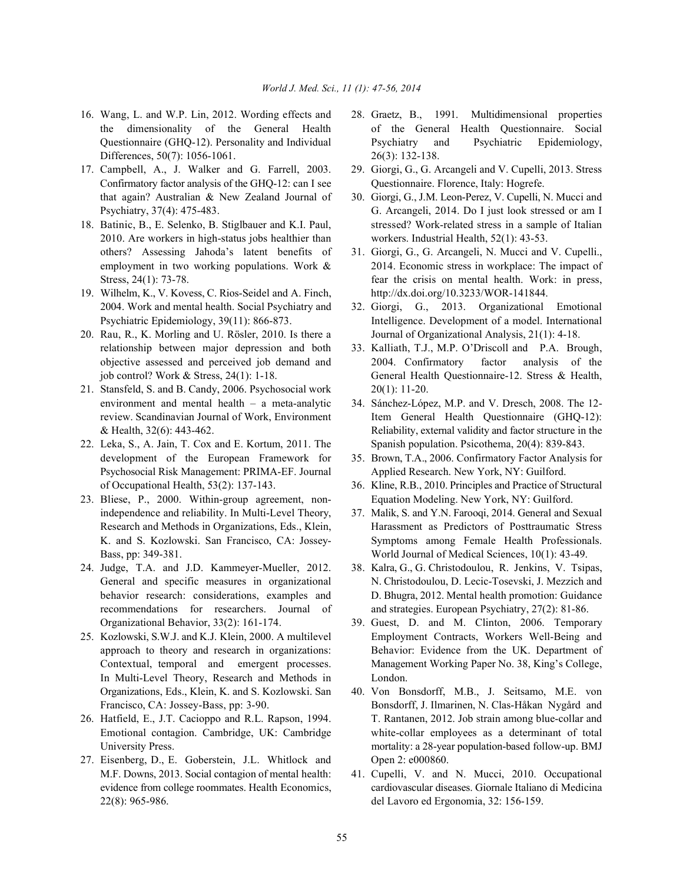16. Wang, L. and W.P. Lin, 2012. Wording effects and the dimensionality of the General Health Questionnaire (GHQ-12). Personality and Individual Differences, 50(7): 1056-1061.
17. Campbell, A., J. Walker and G. Farrell, 2003. Confirmatory factor analysis of the GHQ-12: can I see that again? Australian & New Zealand Journal of Psychiatry, 37(4): 475-483.
18. Batinic, B., E. Selenko, B. Stiglbauer and K.I. Paul, 2010. Are workers in high-status jobs healthier than others? Assessing Jahoda's latent benefits of employment in two working populations. Work & Stress, 24(1): 73-78.
19. Wilhelm, K., V. Kovess, C. Rios-Seidel and A. Finch, 2004. Work and mental health. Social Psychiatry and Psychiatric Epidemiology, 39(11): 866-873.
20. Rau, R., K. Morling and U. Rösler, 2010. Is there a relationship between major depression and both objective assessed and perceived job demand and job control? Work & Stress, 24(1): 1-18.
21. Stansfeld, S. and B. Candy, 2006. Psychosocial work environment and mental health – a meta-analytic review. Scandinavian Journal of Work, Environment & Health, 32(6): 443-462.
22. Leka, S., A. Jain, T. Cox and E. Kortum, 2011. The development of the European Framework for Psychosocial Risk Management: PRIMA-EF. Journal of Occupational Health, 53(2): 137-143.
23. Bliese, P., 2000. Within-group agreement, non-independence and reliability. In Multi-Level Theory, Research and Methods in Organizations, Eds., Klein, K. and S. Kozlowski. San Francisco, CA: Jossey-Bass, pp: 349-381.
24. Judge, T.A. and J.D. Kammeyer-Mueller, 2012. General and specific measures in organizational behavior research: considerations, examples and recommendations for researchers. Journal of Organizational Behavior, 33(2): 161-174.
25. Kozlowski, S.W.J. and K.J. Klein, 2000. A multilevel approach to theory and research in organizations: Contextual, temporal and emergent processes. In Multi-Level Theory, Research and Methods in Organizations, Eds., Klein, K. and S. Kozlowski. San Francisco, CA: Jossey-Bass, pp: 3-90.
26. Hatfield, E., J.T. Cacioppo and R.L. Rapson, 1994. Emotional contagion. Cambridge, UK: Cambridge University Press.
27. Eisenberg, D., E. Goberstein, J.L. Whitlock and M.F. Downs, 2013. Social contagion of mental health: evidence from college roommates. Health Economics, 22(8): 965-986.
28. Graetz, B., 1991. Multidimensional properties of the General Health Questionnaire. Social Psychiatry and Psychiatric Epidemiology, 26(3): 132-138.
29. Giorgi, G., G. Arcangeli and V. Cupelli, 2013. Stress Questionnaire. Florence, Italy: Hogrefe.
30. Giorgi, G., J.M. Leon-Perez, V. Cupelli, N. Mucci and G. Arcangeli, 2014. Do I just look stressed or am I stressed? Work-related stress in a sample of Italian workers. Industrial Health, 52(1): 43-53.
31. Giorgi, G., G. Arcangeli, N. Mucci and V. Cupelli., 2014. Economic stress in workplace: The impact of fear the crisis on mental health. Work: in press, http://dx.doi.org/10.3233/WOR-141844.
32. Giorgi, G., 2013. Organizational Emotional Intelligence. Development of a model. International Journal of Organizational Analysis, 21(1): 4-18.
33. Kalliath, T.J., M.P. O'Driscoll and P.A. Brough, 2004. Confirmatory factor analysis of the General Health Questionnaire-12. Stress & Health, 20(1): 11-20.
34. Sánchez-López, M.P. and V. Dresch, 2008. The 12-Item General Health Questionnaire (GHQ-12): Reliability, external validity and factor structure in the Spanish population. Psicothema, 20(4): 839-843.
35. Brown, T.A., 2006. Confirmatory Factor Analysis for Applied Research. New York, NY: Guilford.
36. Kline, R.B., 2010. Principles and Practice of Structural Equation Modeling. New York, NY: Guilford.
37. Malik, S. and Y.N. Farooqi, 2014. General and Sexual Harassment as Predictors of Posttraumatic Stress Symptoms among Female Health Professionals. World Journal of Medical Sciences, 10(1): 43-49.
38. Kalra, G., G. Christodoulou, R. Jenkins, V. Tsipas, N. Christodoulou, D. Lecic-Tosevski, J. Mezzich and D. Bhugra, 2012. Mental health promotion: Guidance and strategies. European Psychiatry, 27(2): 81-86.
39. Guest, D. and M. Clinton, 2006. Temporary Employment Contracts, Workers Well-Being and Behavior: Evidence from the UK. Department of Management Working Paper No. 38, King's College, London.
40. Von Bonsdorff, M.B., J. Seitsamo, M.E. von Bonsdorff, J. Ilmarinen, N. Clas-Håkan Nygård and T. Rantanen, 2012. Job strain among blue-collar and white-collar employees as a determinant of total mortality: a 28-year population-based follow-up. BMJ Open 2: e000860.
41. Cupelli, V. and N. Mucci, 2010. Occupational cardiovascular diseases. Giornale Italiano di Medicina del Lavoro ed Ergonomia, 32: 156-159.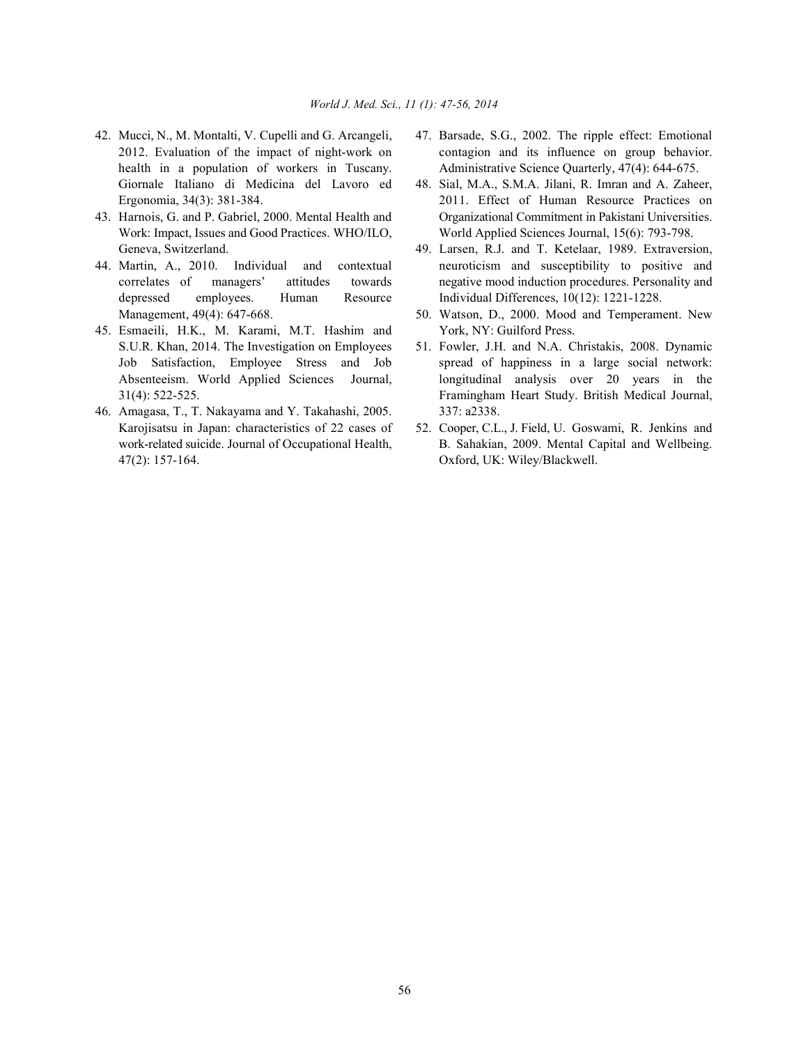42. Mucci, N., M. Montalti, V. Cupelli and G. Arcangeli, 2012. Evaluation of the impact of night-work on health in a population of workers in Tuscany. Giornale Italiano di Medicina del Lavoro ed Ergonomia, 34(3): 381-384.
43. Harnois, G. and P. Gabriel, 2000. Mental Health and Work: Impact, Issues and Good Practices. WHO/ILO, Geneva, Switzerland.
44. Martin, A., 2010. Individual and contextual correlates of managers' attitudes towards depressed employees. Human Resource Management, 49(4): 647-668.
45. Esmaeili, H.K., M. Karami, M.T. Hashim and S.U.R. Khan, 2014. The Investigation on Employees Job Satisfaction, Employee Stress and Job Absenteeism. World Applied Sciences Journal, 31(4): 522-525.
46. Amagasa, T., T. Nakayama and Y. Takahashi, 2005. Karojisatsu in Japan: characteristics of 22 cases of work-related suicide. Journal of Occupational Health, 47(2): 157-164.
47. Barsade, S.G., 2002. The ripple effect: Emotional contagion and its influence on group behavior. Administrative Science Quarterly, 47(4): 644-675.
48. Sial, M.A., S.M.A. Jilani, R. Imran and A. Zaheer, 2011. Effect of Human Resource Practices on Organizational Commitment in Pakistani Universities. World Applied Sciences Journal, 15(6): 793-798.
49. Larsen, R.J. and T. Ketelaar, 1989. Extraversion, neuroticism and susceptibility to positive and negative mood induction procedures. Personality and Individual Differences, 10(12): 1221-1228.
50. Watson, D., 2000. Mood and Temperament. New York, NY: Guilford Press.
51. Fowler, J.H. and N.A. Christakis, 2008. Dynamic spread of happiness in a large social network: longitudinal analysis over 20 years in the Framingham Heart Study. British Medical Journal, 337: a2338.
52. Cooper, C.L., J. Field, U. Goswami, R. Jenkins and B. Sahakian, 2009. Mental Capital and Wellbeing. Oxford, UK: Wiley/Blackwell.